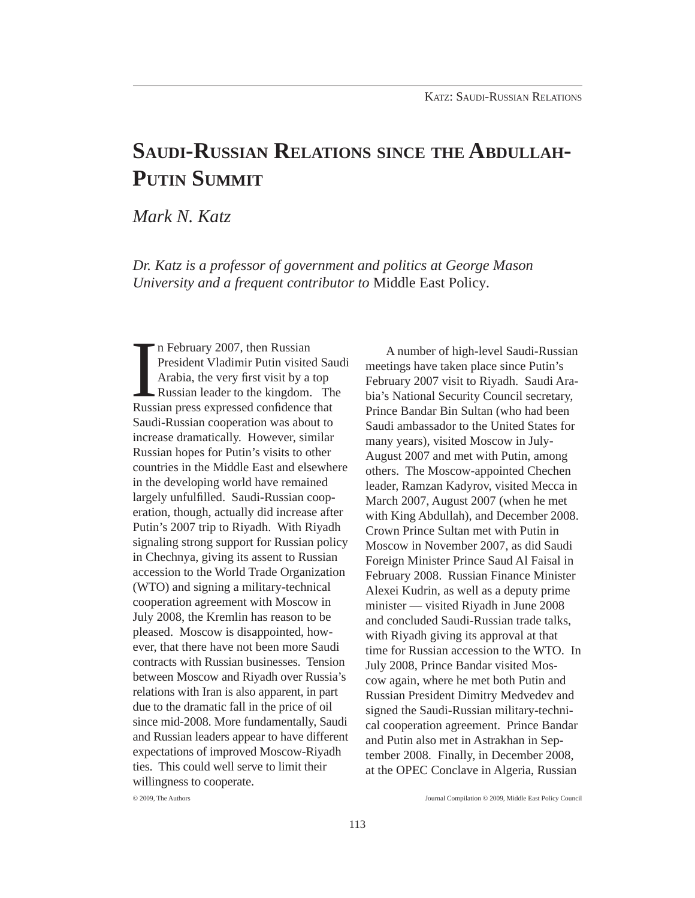# Saudi-Russian Relations since the Abdullah-Putin Summit

*Mark N. Katz*

*Dr. Katz is a professor of government and politics at George Mason University and a frequent contributor to* Middle East Policy.

In February 2007, then Russian President Vladimir Putin visited Saudi Arabia, the very first visit by a top Russian leader to the kingdom. The Russian press expressed confidence that Saudi-Russian cooperation was about to increase dramatically. However, similar Russian hopes for Putin's visits to other countries in the Middle East and elsewhere in the developing world have remained largely unfulfilled. Saudi-Russian cooperation, though, actually did increase after Putin's 2007 trip to Riyadh. With Riyadh signaling strong support for Russian policy in Chechnya, giving its assent to Russian accession to the World Trade Organization (WTO) and signing a military-technical cooperation agreement with Moscow in July 2008, the Kremlin has reason to be pleased. Moscow is disappointed, however, that there have not been more Saudi contracts with Russian businesses. Tension between Moscow and Riyadh over Russia's relations with Iran is also apparent, in part due to the dramatic fall in the price of oil since mid-2008. More fundamentally, Saudi and Russian leaders appear to have different expectations of improved Moscow-Riyadh ties. This could well serve to limit their willingness to cooperate.

A number of high-level Saudi-Russian meetings have taken place since Putin's February 2007 visit to Riyadh. Saudi Arabia's National Security Council secretary, Prince Bandar Bin Sultan (who had been Saudi ambassador to the United States for many years), visited Moscow in July-August 2007 and met with Putin, among others. The Moscow-appointed Chechen leader, Ramzan Kadyrov, visited Mecca in March 2007, August 2007 (when he met with King Abdullah), and December 2008. Crown Prince Sultan met with Putin in Moscow in November 2007, as did Saudi Foreign Minister Prince Saud Al Faisal in February 2008. Russian Finance Minister Alexei Kudrin, as well as a deputy prime minister — visited Riyadh in June 2008 and concluded Saudi-Russian trade talks, with Riyadh giving its approval at that time for Russian accession to the WTO. In July 2008, Prince Bandar visited Moscow again, where he met both Putin and Russian President Dimitry Medvedev and signed the Saudi-Russian military-technical cooperation agreement. Prince Bandar and Putin also met in Astrakhan in September 2008. Finally, in December 2008, at the OPEC Conclave in Algeria, Russian

© 2009, The Authors

Journal Compilation © 2009, Middle East Policy Council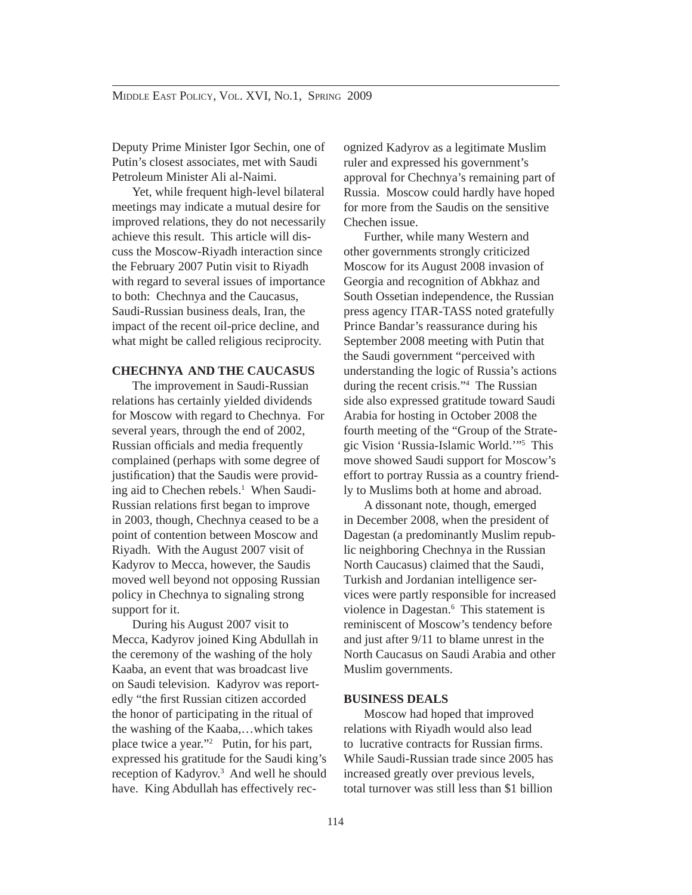Deputy Prime Minister Igor Sechin, one of Putin's closest associates, met with Saudi Petroleum Minister Ali al-Naimi.

Yet, while frequent high-level bilateral meetings may indicate a mutual desire for improved relations, they do not necessarily achieve this result. This article will discuss the Moscow-Riyadh interaction since the February 2007 Putin visit to Riyadh with regard to several issues of importance to both: Chechnya and the Caucasus, Saudi-Russian business deals, Iran, the impact of the recent oil-price decline, and what might be called religious reciprocity.

## CHECHNYA AND THE CAUCASUS

The improvement in Saudi-Russian relations has certainly yielded dividends for Moscow with regard to Chechnya. For several years, through the end of 2002, Russian officials and media frequently complained (perhaps with some degree of justification) that the Saudis were providing aid to Chechen rebels.[1] When Saudi-Russian relations first began to improve in 2003, though, Chechnya ceased to be a point of contention between Moscow and Riyadh. With the August 2007 visit of Kadyrov to Mecca, however, the Saudis moved well beyond not opposing Russian policy in Chechnya to signaling strong support for it.

During his August 2007 visit to Mecca, Kadyrov joined King Abdullah in the ceremony of the washing of the holy Kaaba, an event that was broadcast live on Saudi television. Kadyrov was reportedly "the first Russian citizen accorded the honor of participating in the ritual of the washing of the Kaaba,…which takes place twice a year."[2] Putin, for his part, expressed his gratitude for the Saudi king's reception of Kadyrov.[3] And well he should have. King Abdullah has effectively recognized Kadyrov as a legitimate Muslim ruler and expressed his government's approval for Chechnya's remaining part of Russia. Moscow could hardly have hoped for more from the Saudis on the sensitive Chechen issue.

Further, while many Western and other governments strongly criticized Moscow for its August 2008 invasion of Georgia and recognition of Abkhaz and South Ossetian independence, the Russian press agency ITAR-TASS noted gratefully Prince Bandar's reassurance during his September 2008 meeting with Putin that the Saudi government "perceived with understanding the logic of Russia's actions during the recent crisis."[4] The Russian side also expressed gratitude toward Saudi Arabia for hosting in October 2008 the fourth meeting of the "Group of the Strategic Vision 'Russia-Islamic World.'"[5] This move showed Saudi support for Moscow's effort to portray Russia as a country friendly to Muslims both at home and abroad.

A dissonant note, though, emerged in December 2008, when the president of Dagestan (a predominantly Muslim republic neighboring Chechnya in the Russian North Caucasus) claimed that the Saudi, Turkish and Jordanian intelligence services were partly responsible for increased violence in Dagestan.[6] This statement is reminiscent of Moscow's tendency before and just after 9/11 to blame unrest in the North Caucasus on Saudi Arabia and other Muslim governments.

## BUSINESS DEALS

Moscow had hoped that improved relations with Riyadh would also lead to lucrative contracts for Russian firms. While Saudi-Russian trade since 2005 has increased greatly over previous levels, total turnover was still less than $1 billion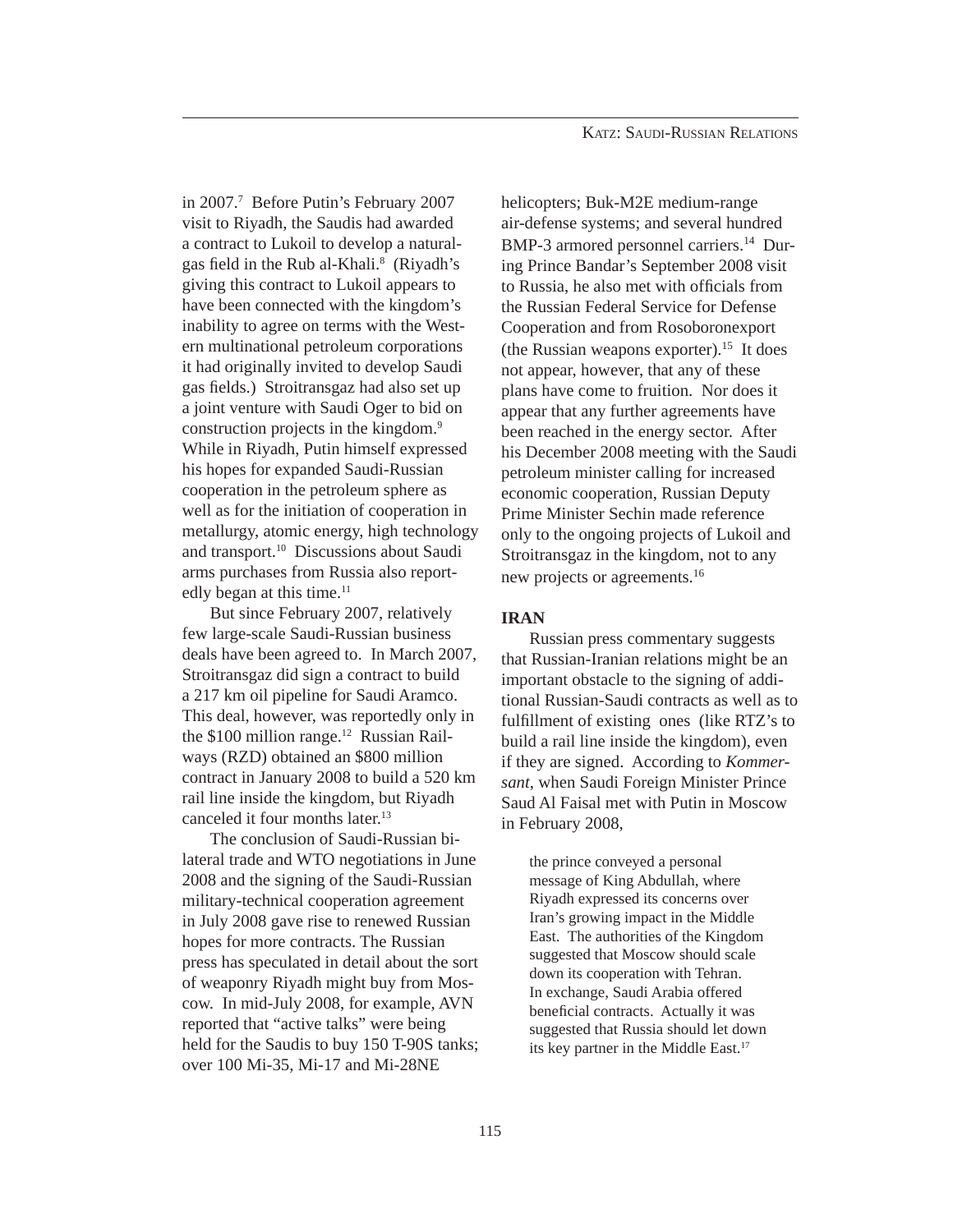in 2007.[7] Before Putin's February 2007 visit to Riyadh, the Saudis had awarded a contract to Lukoil to develop a natural-gas field in the Rub al-Khali.[8] (Riyadh's giving this contract to Lukoil appears to have been connected with the kingdom's inability to agree on terms with the Western multinational petroleum corporations it had originally invited to develop Saudi gas fields.) Stroitransgaz had also set up a joint venture with Saudi Oger to bid on construction projects in the kingdom.[9] While in Riyadh, Putin himself expressed his hopes for expanded Saudi-Russian cooperation in the petroleum sphere as well as for the initiation of cooperation in metallurgy, atomic energy, high technology and transport.[10] Discussions about Saudi arms purchases from Russia also reportedly began at this time.[11]

But since February 2007, relatively few large-scale Saudi-Russian business deals have been agreed to. In March 2007, Stroitransgaz did sign a contract to build a 217 km oil pipeline for Saudi Aramco. This deal, however, was reportedly only in the $100 million range.[12] Russian Railways (RZD) obtained an $800 million contract in January 2008 to build a 520 km rail line inside the kingdom, but Riyadh canceled it four months later.[13]

The conclusion of Saudi-Russian bilateral trade and WTO negotiations in June 2008 and the signing of the Saudi-Russian military-technical cooperation agreement in July 2008 gave rise to renewed Russian hopes for more contracts. The Russian press has speculated in detail about the sort of weaponry Riyadh might buy from Moscow. In mid-July 2008, for example, AVN reported that "active talks" were being held for the Saudis to buy 150 T-90S tanks; over 100 Mi-35, Mi-17 and Mi-28NE helicopters; Buk-M2E medium-range air-defense systems; and several hundred BMP-3 armored personnel carriers.[14] During Prince Bandar's September 2008 visit to Russia, he also met with officials from the Russian Federal Service for Defense Cooperation and from Rosoboronexport (the Russian weapons exporter).[15] It does not appear, however, that any of these plans have come to fruition. Nor does it appear that any further agreements have been reached in the energy sector. After his December 2008 meeting with the Saudi petroleum minister calling for increased economic cooperation, Russian Deputy Prime Minister Sechin made reference only to the ongoing projects of Lukoil and Stroitransgaz in the kingdom, not to any new projects or agreements.[16]

## IRAN

Russian press commentary suggests that Russian-Iranian relations might be an important obstacle to the signing of additional Russian-Saudi contracts as well as to fulfillment of existing ones (like RTZ's to build a rail line inside the kingdom), even if they are signed. According to *Kommersant*, when Saudi Foreign Minister Prince Saud Al Faisal met with Putin in Moscow in February 2008,

> the prince conveyed a personal message of King Abdullah, where Riyadh expressed its concerns over Iran's growing impact in the Middle East. The authorities of the Kingdom suggested that Moscow should scale down its cooperation with Tehran. In exchange, Saudi Arabia offered beneficial contracts. Actually it was suggested that Russia should let down its key partner in the Middle East.[17]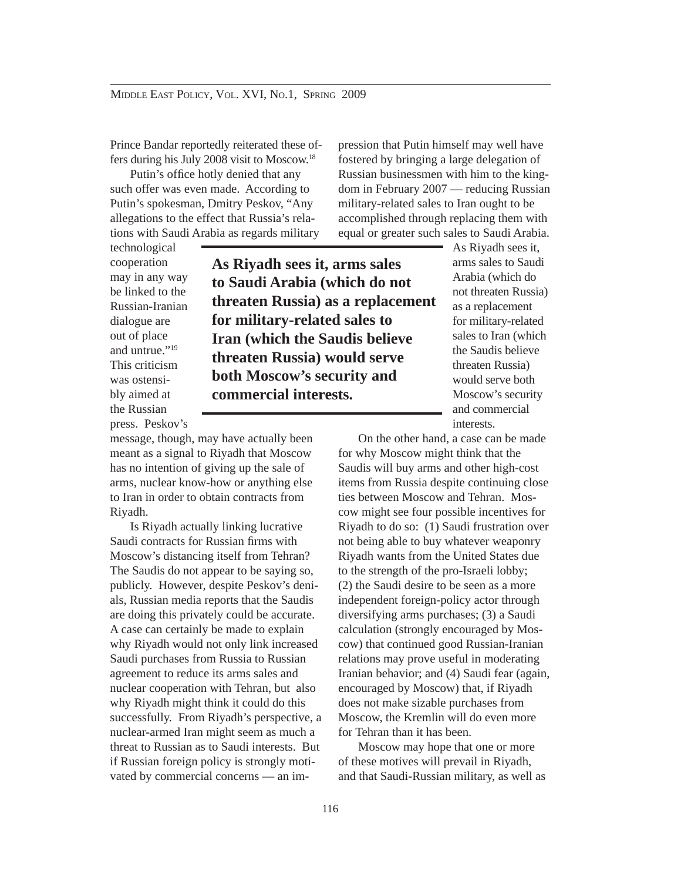Prince Bandar reportedly reiterated these offers during his July 2008 visit to Moscow.[18]

Putin's office hotly denied that any such offer was even made. According to Putin's spokesman, Dmitry Peskov, "Any allegations to the effect that Russia's relations with Saudi Arabia as regards military technological cooperation may in any way be linked to the Russian-Iranian dialogue are out of place and untrue."[19] This criticism was ostensibly aimed at the Russian press. Peskov's message, though, may have actually been meant as a signal to Riyadh that Moscow has no intention of giving up the sale of arms, nuclear know-how or anything else to Iran in order to obtain contracts from Riyadh.

**As Riyadh sees it, arms sales to Saudi Arabia (which do not threaten Russia) as a replacement for military-related sales to Iran (which the Saudis believe threaten Russia) would serve both Moscow's security and commercial interests.**

Is Riyadh actually linking lucrative Saudi contracts for Russian firms with Moscow's distancing itself from Tehran? The Saudis do not appear to be saying so, publicly. However, despite Peskov's denials, Russian media reports that the Saudis are doing this privately could be accurate. A case can certainly be made to explain why Riyadh would not only link increased Saudi purchases from Russia to Russian agreement to reduce its arms sales and nuclear cooperation with Tehran, but also why Riyadh might think it could do this successfully. From Riyadh's perspective, a nuclear-armed Iran might seem as much a threat to Russian as to Saudi interests. But if Russian foreign policy is strongly motivated by commercial concerns — an impression that Putin himself may well have fostered by bringing a large delegation of Russian businessmen with him to the kingdom in February 2007 — reducing Russian military-related sales to Iran ought to be accomplished through replacing them with equal or greater such sales to Saudi Arabia. As Riyadh sees it, arms sales to Saudi Arabia (which do not threaten Russia) as a replacement for military-related sales to Iran (which the Saudis believe threaten Russia) would serve both Moscow's security and commercial interests.

On the other hand, a case can be made for why Moscow might think that the Saudis will buy arms and other high-cost items from Russia despite continuing close ties between Moscow and Tehran. Moscow might see four possible incentives for Riyadh to do so: (1) Saudi frustration over not being able to buy whatever weaponry Riyadh wants from the United States due to the strength of the pro-Israeli lobby; (2) the Saudi desire to be seen as a more independent foreign-policy actor through diversifying arms purchases; (3) a Saudi calculation (strongly encouraged by Moscow) that continued good Russian-Iranian relations may prove useful in moderating Iranian behavior; and (4) Saudi fear (again, encouraged by Moscow) that, if Riyadh does not make sizable purchases from Moscow, the Kremlin will do even more for Tehran than it has been.

Moscow may hope that one or more of these motives will prevail in Riyadh, and that Saudi-Russian military, as well as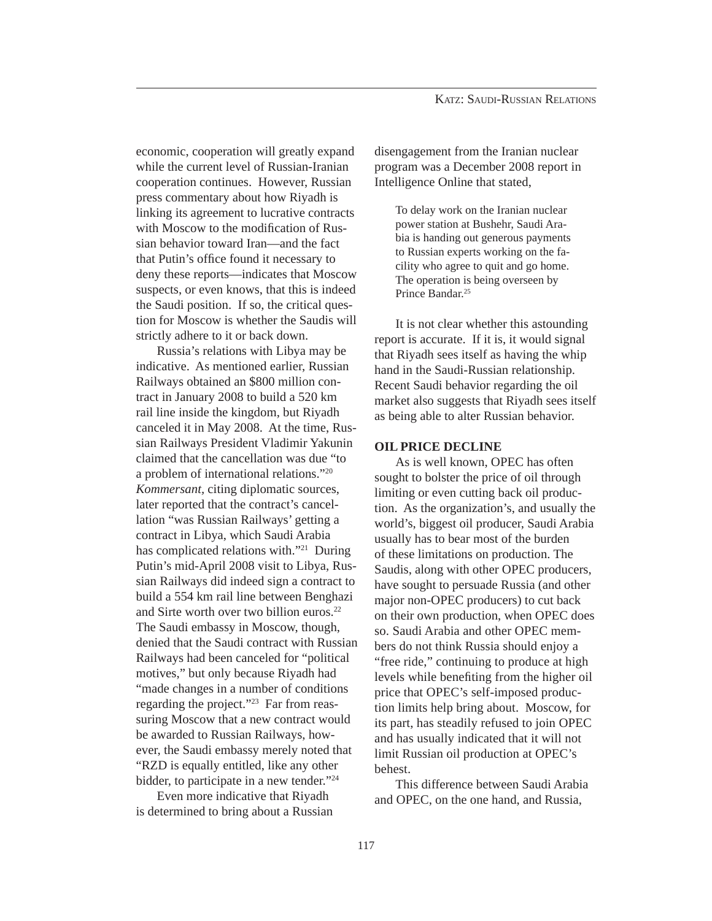economic, cooperation will greatly expand while the current level of Russian-Iranian cooperation continues. However, Russian press commentary about how Riyadh is linking its agreement to lucrative contracts with Moscow to the modification of Russian behavior toward Iran—and the fact that Putin's office found it necessary to deny these reports—indicates that Moscow suspects, or even knows, that this is indeed the Saudi position. If so, the critical question for Moscow is whether the Saudis will strictly adhere to it or back down.

Russia's relations with Libya may be indicative. As mentioned earlier, Russian Railways obtained an $800 million contract in January 2008 to build a 520 km rail line inside the kingdom, but Riyadh canceled it in May 2008. At the time, Russian Railways President Vladimir Yakunin claimed that the cancellation was due "to a problem of international relations."[20] *Kommersant*, citing diplomatic sources, later reported that the contract's cancellation "was Russian Railways' getting a contract in Libya, which Saudi Arabia has complicated relations with."[21] During Putin's mid-April 2008 visit to Libya, Russian Railways did indeed sign a contract to build a 554 km rail line between Benghazi and Sirte worth over two billion euros.[22] The Saudi embassy in Moscow, though, denied that the Saudi contract with Russian Railways had been canceled for "political motives," but only because Riyadh had "made changes in a number of conditions regarding the project."[23] Far from reassuring Moscow that a new contract would be awarded to Russian Railways, however, the Saudi embassy merely noted that "RZD is equally entitled, like any other bidder, to participate in a new tender."[24]

Even more indicative that Riyadh is determined to bring about a Russian disengagement from the Iranian nuclear program was a December 2008 report in Intelligence Online that stated,

> To delay work on the Iranian nuclear power station at Bushehr, Saudi Arabia is handing out generous payments to Russian experts working on the facility who agree to quit and go home. The operation is being overseen by Prince Bandar.[25]

It is not clear whether this astounding report is accurate. If it is, it would signal that Riyadh sees itself as having the whip hand in the Saudi-Russian relationship. Recent Saudi behavior regarding the oil market also suggests that Riyadh sees itself as being able to alter Russian behavior.

## OIL PRICE DECLINE

As is well known, OPEC has often sought to bolster the price of oil through limiting or even cutting back oil production. As the organization's, and usually the world's, biggest oil producer, Saudi Arabia usually has to bear most of the burden of these limitations on production. The Saudis, along with other OPEC producers, have sought to persuade Russia (and other major non-OPEC producers) to cut back on their own production, when OPEC does so. Saudi Arabia and other OPEC members do not think Russia should enjoy a "free ride," continuing to produce at high levels while benefiting from the higher oil price that OPEC's self-imposed production limits help bring about. Moscow, for its part, has steadily refused to join OPEC and has usually indicated that it will not limit Russian oil production at OPEC's behest.

This difference between Saudi Arabia and OPEC, on the one hand, and Russia,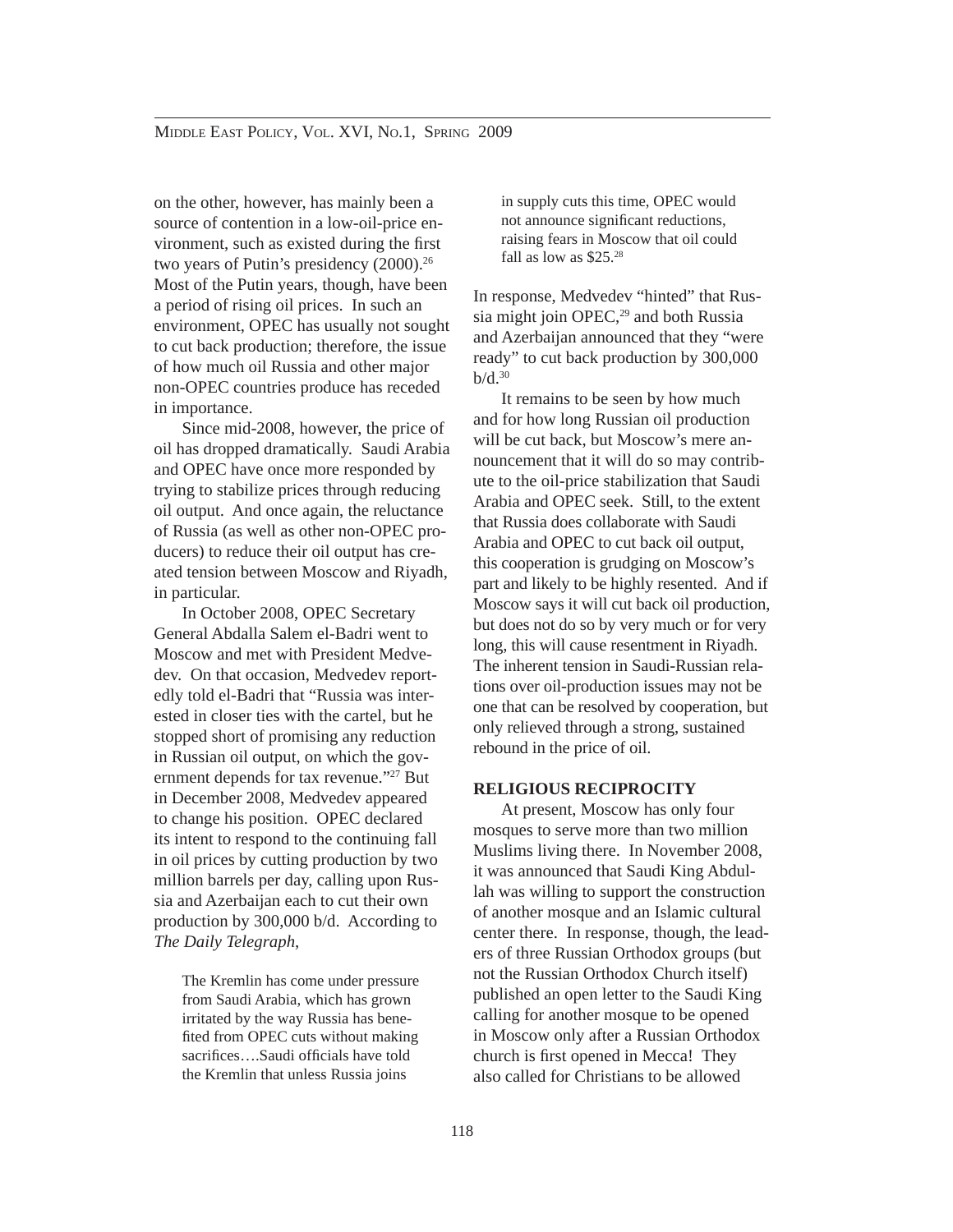on the other, however, has mainly been a source of contention in a low-oil-price environment, such as existed during the first two years of Putin's presidency (2000).[26] Most of the Putin years, though, have been a period of rising oil prices. In such an environment, OPEC has usually not sought to cut back production; therefore, the issue of how much oil Russia and other major non-OPEC countries produce has receded in importance.

Since mid-2008, however, the price of oil has dropped dramatically. Saudi Arabia and OPEC have once more responded by trying to stabilize prices through reducing oil output. And once again, the reluctance of Russia (as well as other non-OPEC producers) to reduce their oil output has created tension between Moscow and Riyadh, in particular.

In October 2008, OPEC Secretary General Abdalla Salem el-Badri went to Moscow and met with President Medvedev. On that occasion, Medvedev reportedly told el-Badri that "Russia was interested in closer ties with the cartel, but he stopped short of promising any reduction in Russian oil output, on which the government depends for tax revenue."[27] But in December 2008, Medvedev appeared to change his position. OPEC declared its intent to respond to the continuing fall in oil prices by cutting production by two million barrels per day, calling upon Russia and Azerbaijan each to cut their own production by 300,000 b/d. According to *The Daily Telegraph*,

> The Kremlin has come under pressure from Saudi Arabia, which has grown irritated by the way Russia has benefited from OPEC cuts without making sacrifices….Saudi officials have told the Kremlin that unless Russia joins in supply cuts this time, OPEC would not announce significant reductions, raising fears in Moscow that oil could fall as low as $25.[28]

In response, Medvedev "hinted" that Russia might join OPEC,[29] and both Russia and Azerbaijan announced that they "were ready" to cut back production by 300,000 b/d.[30]

It remains to be seen by how much and for how long Russian oil production will be cut back, but Moscow's mere announcement that it will do so may contribute to the oil-price stabilization that Saudi Arabia and OPEC seek. Still, to the extent that Russia does collaborate with Saudi Arabia and OPEC to cut back oil output, this cooperation is grudging on Moscow's part and likely to be highly resented. And if Moscow says it will cut back oil production, but does not do so by very much or for very long, this will cause resentment in Riyadh. The inherent tension in Saudi-Russian relations over oil-production issues may not be one that can be resolved by cooperation, but only relieved through a strong, sustained rebound in the price of oil.

## RELIGIOUS RECIPROCITY

At present, Moscow has only four mosques to serve more than two million Muslims living there. In November 2008, it was announced that Saudi King Abdullah was willing to support the construction of another mosque and an Islamic cultural center there. In response, though, the leaders of three Russian Orthodox groups (but not the Russian Orthodox Church itself) published an open letter to the Saudi King calling for another mosque to be opened in Moscow only after a Russian Orthodox church is first opened in Mecca! They also called for Christians to be allowed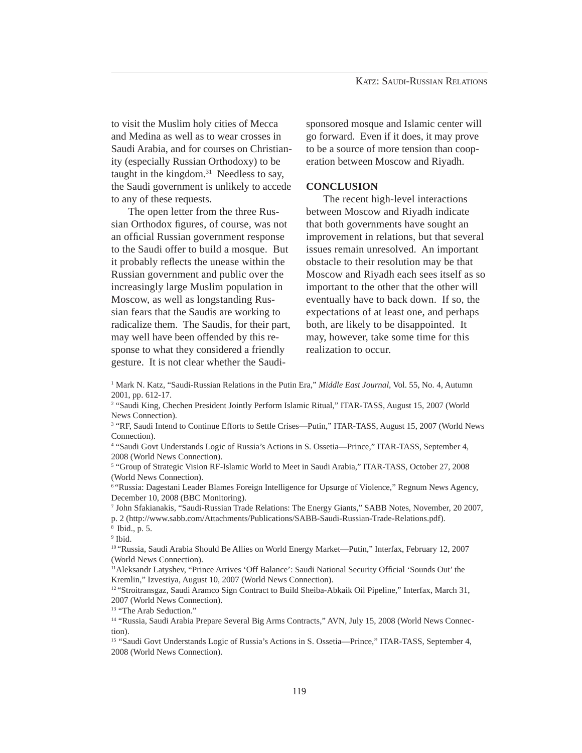to visit the Muslim holy cities of Mecca and Medina as well as to wear crosses in Saudi Arabia, and for courses on Christianity (especially Russian Orthodoxy) to be taught in the kingdom.[31] Needless to say, the Saudi government is unlikely to accede to any of these requests.

The open letter from the three Russian Orthodox figures, of course, was not an official Russian government response to the Saudi offer to build a mosque. But it probably reflects the unease within the Russian government and public over the increasingly large Muslim population in Moscow, as well as longstanding Russian fears that the Saudis are working to radicalize them. The Saudis, for their part, may well have been offended by this response to what they considered a friendly gesture. It is not clear whether the Saudi-sponsored mosque and Islamic center will go forward. Even if it does, it may prove to be a source of more tension than cooperation between Moscow and Riyadh.

## CONCLUSION

The recent high-level interactions between Moscow and Riyadh indicate that both governments have sought an improvement in relations, but that several issues remain unresolved. An important obstacle to their resolution may be that Moscow and Riyadh each sees itself as so important to the other that the other will eventually have to back down. If so, the expectations of at least one, and perhaps both, are likely to be disappointed. It may, however, take some time for this realization to occur.

[1] Mark N. Katz, "Saudi-Russian Relations in the Putin Era," *Middle East Journal*, Vol. 55, No. 4, Autumn 2001, pp. 612-17.
[2] "Saudi King, Chechen President Jointly Perform Islamic Ritual," ITAR-TASS, August 15, 2007 (World News Connection).
[3] "RF, Saudi Intend to Continue Efforts to Settle Crises—Putin," ITAR-TASS, August 15, 2007 (World News Connection).
[4] "Saudi Govt Understands Logic of Russia's Actions in S. Ossetia—Prince," ITAR-TASS, September 4, 2008 (World News Connection).
[5] "Group of Strategic Vision RF-Islamic World to Meet in Saudi Arabia," ITAR-TASS, October 27, 2008 (World News Connection).
[6] "Russia: Dagestani Leader Blames Foreign Intelligence for Upsurge of Violence," Regnum News Agency, December 10, 2008 (BBC Monitoring).
[7] John Sfakianakis, "Saudi-Russian Trade Relations: The Energy Giants," SABB Notes, November, 20 2007, p. 2 (http://www.sabb.com/Attachments/Publications/SABB-Saudi-Russian-Trade-Relations.pdf).
[8] Ibid., p. 5.
[9] Ibid.
[10] "Russia, Saudi Arabia Should Be Allies on World Energy Market—Putin," Interfax, February 12, 2007 (World News Connection).
[11] Aleksandr Latyshev, "Prince Arrives 'Off Balance': Saudi National Security Official 'Sounds Out' the Kremlin," Izvestiya, August 10, 2007 (World News Connection).
[12] "Stroitransgaz, Saudi Aramco Sign Contract to Build Sheiba-Abkaik Oil Pipeline," Interfax, March 31, 2007 (World News Connection).
[13] "The Arab Seduction."
[14] "Russia, Saudi Arabia Prepare Several Big Arms Contracts," AVN, July 15, 2008 (World News Connection).
[15] "Saudi Govt Understands Logic of Russia's Actions in S. Ossetia—Prince," ITAR-TASS, September 4, 2008 (World News Connection).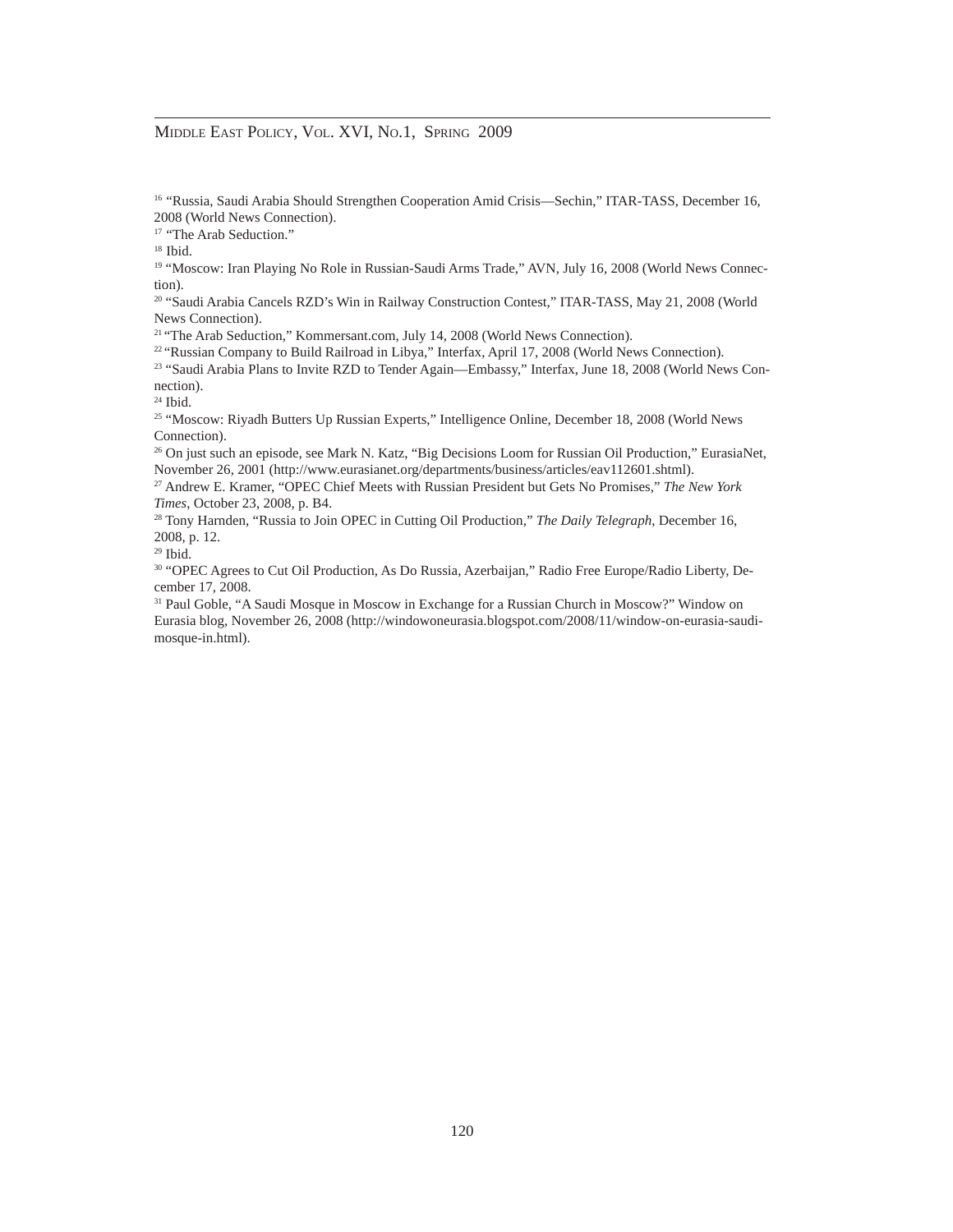[16] "Russia, Saudi Arabia Should Strengthen Cooperation Amid Crisis—Sechin," ITAR-TASS, December 16, 2008 (World News Connection).

[17] "The Arab Seduction."

[18] Ibid.

[19] "Moscow: Iran Playing No Role in Russian-Saudi Arms Trade," AVN, July 16, 2008 (World News Connection).

[20] "Saudi Arabia Cancels RZD's Win in Railway Construction Contest," ITAR-TASS, May 21, 2008 (World News Connection).

[21] "The Arab Seduction," Kommersant.com, July 14, 2008 (World News Connection).

[22] "Russian Company to Build Railroad in Libya," Interfax, April 17, 2008 (World News Connection).

[23] "Saudi Arabia Plans to Invite RZD to Tender Again—Embassy," Interfax, June 18, 2008 (World News Connection).

[24] Ibid.

[25] "Moscow: Riyadh Butters Up Russian Experts," Intelligence Online, December 18, 2008 (World News Connection).

[26] On just such an episode, see Mark N. Katz, "Big Decisions Loom for Russian Oil Production," EurasiaNet, November 26, 2001 (http://www.eurasianet.org/departments/business/articles/eav112601.shtml).

[27] Andrew E. Kramer, "OPEC Chief Meets with Russian President but Gets No Promises," *The New York Times*, October 23, 2008, p. B4.

[28] Tony Harnden, "Russia to Join OPEC in Cutting Oil Production," *The Daily Telegraph*, December 16, 2008, p. 12.

[29] Ibid.

[30] "OPEC Agrees to Cut Oil Production, As Do Russia, Azerbaijan," Radio Free Europe/Radio Liberty, December 17, 2008.

[31] Paul Goble, "A Saudi Mosque in Moscow in Exchange for a Russian Church in Moscow?" Window on Eurasia blog, November 26, 2008 (http://windowoneurasia.blogspot.com/2008/11/window-on-eurasia-saudi-mosque-in.html).